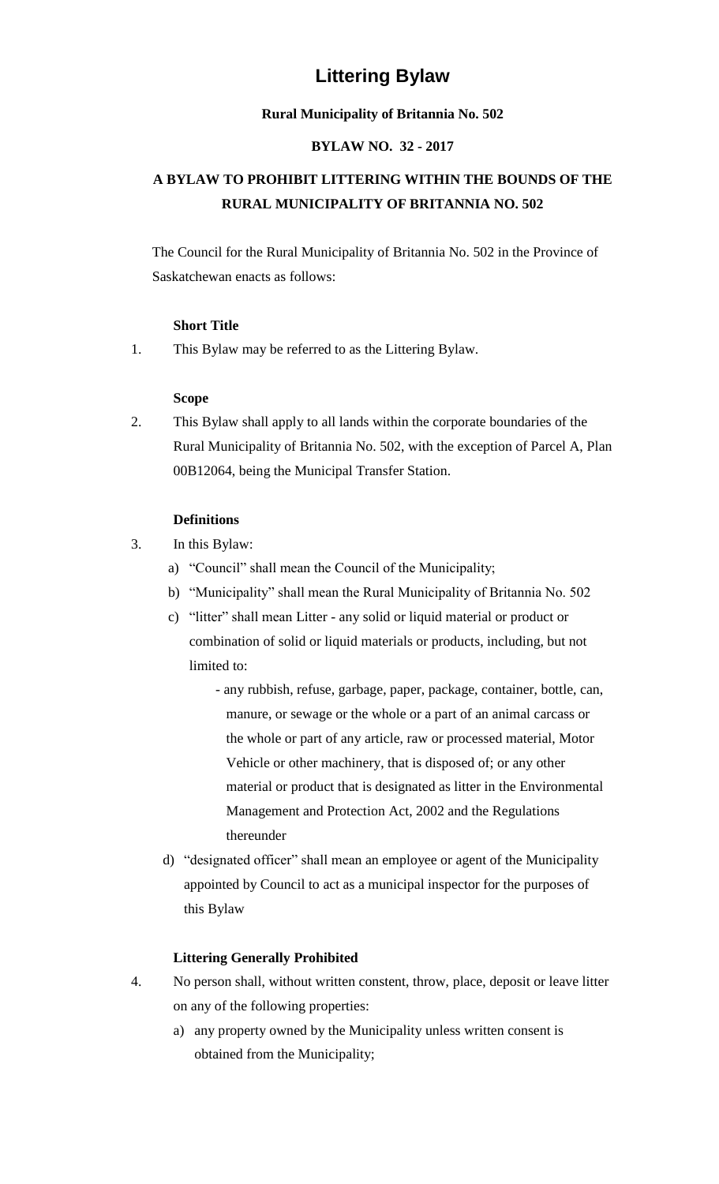# Littering Bylaw

**Rural Municipality of Britannia No. 502**

**BYLAW NO. 32 - 2017**

## A BYLAW TO PROHIBIT LITTERING WITHIN THE BOUNDS OF THE RURAL MUNICIPALITY OF BRITANNIA NO. 502

The Council for the Rural Municipality of Britannia No. 502 in the Province of Saskatchewan enacts as follows:

**Short Title**

1. This Bylaw may be referred to as the Littering Bylaw.

**Scope**

2. This Bylaw shall apply to all lands within the corporate boundaries of the Rural Municipality of Britannia No. 502, with the exception of Parcel A, Plan 00B12064, being the Municipal Transfer Station.

**Definitions**

3. In this Bylaw:
   a) "Council" shall mean the Council of the Municipality;
   b) "Municipality" shall mean the Rural Municipality of Britannia No. 502
   c) "litter" shall mean Litter - any solid or liquid material or product or combination of solid or liquid materials or products, including, but not limited to:
      - any rubbish, refuse, garbage, paper, package, container, bottle, can, manure, or sewage or the whole or a part of an animal carcass or the whole or part of any article, raw or processed material, Motor Vehicle or other machinery, that is disposed of; or any other material or product that is designated as litter in the Environmental Management and Protection Act, 2002 and the Regulations thereunder
   d) "designated officer" shall mean an employee or agent of the Municipality appointed by Council to act as a municipal inspector for the purposes of this Bylaw

**Littering Generally Prohibited**

4. No person shall, without written constent, throw, place, deposit or leave litter on any of the following properties:
   a) any property owned by the Municipality unless written consent is obtained from the Municipality;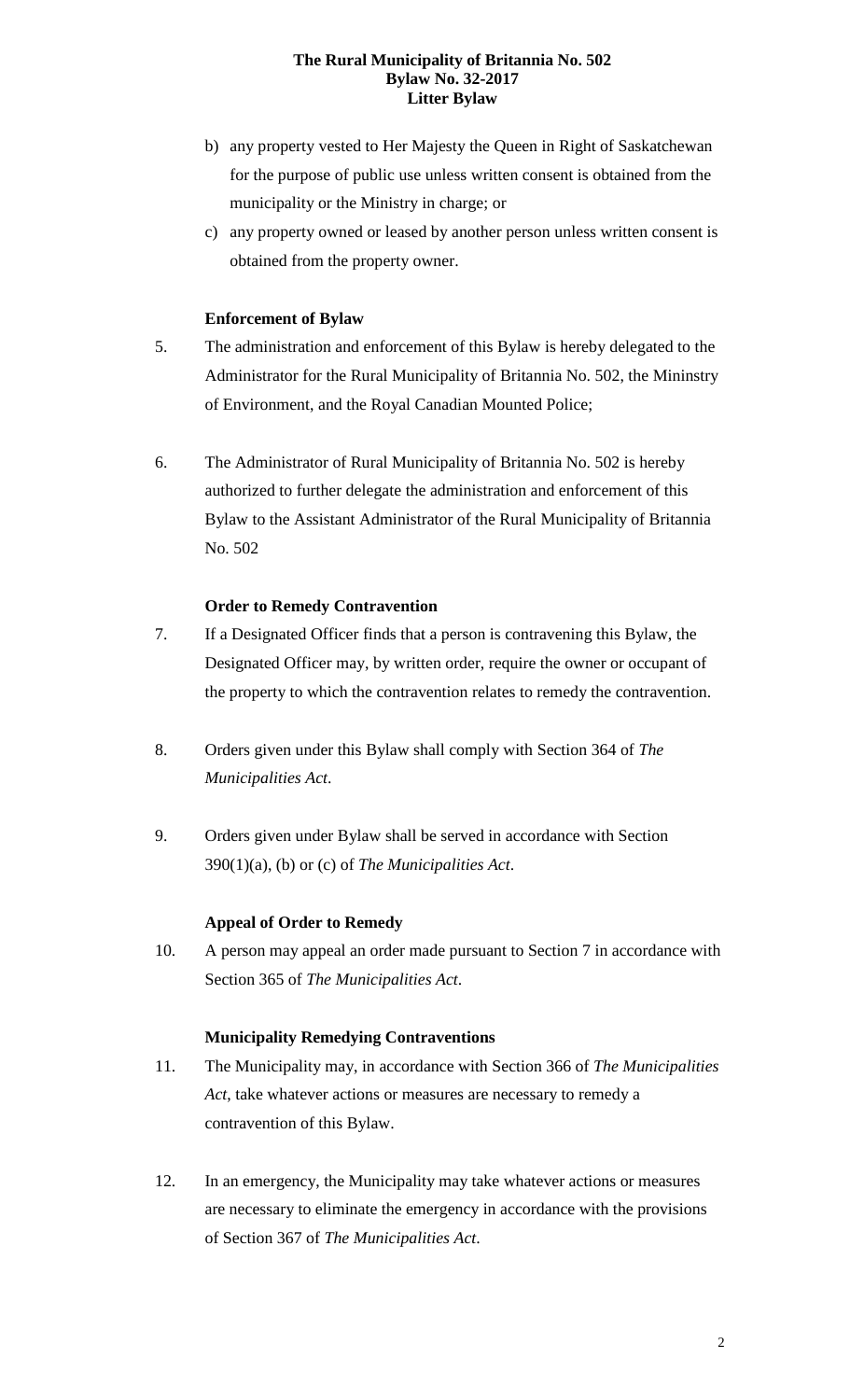b) any property vested to Her Majesty the Queen in Right of Saskatchewan for the purpose of public use unless written consent is obtained from the municipality or the Ministry in charge; or

c) any property owned or leased by another person unless written consent is obtained from the property owner.

**Enforcement of Bylaw**

5. The administration and enforcement of this Bylaw is hereby delegated to the Administrator for the Rural Municipality of Britannia No. 502, the Mininstry of Environment, and the Royal Canadian Mounted Police;

6. The Administrator of Rural Municipality of Britannia No. 502 is hereby authorized to further delegate the administration and enforcement of this Bylaw to the Assistant Administrator of the Rural Municipality of Britannia No. 502

**Order to Remedy Contravention**

7. If a Designated Officer finds that a person is contravening this Bylaw, the Designated Officer may, by written order, require the owner or occupant of the property to which the contravention relates to remedy the contravention.

8. Orders given under this Bylaw shall comply with Section 364 of *The Municipalities Act*.

9. Orders given under Bylaw shall be served in accordance with Section 390(1)(a), (b) or (c) of *The Municipalities Act*.

**Appeal of Order to Remedy**

10. A person may appeal an order made pursuant to Section 7 in accordance with Section 365 of *The Municipalities Act*.

**Municipality Remedying Contraventions**

11. The Municipality may, in accordance with Section 366 of *The Municipalities Act*, take whatever actions or measures are necessary to remedy a contravention of this Bylaw.

12. In an emergency, the Municipality may take whatever actions or measures are necessary to eliminate the emergency in accordance with the provisions of Section 367 of *The Municipalities Act*.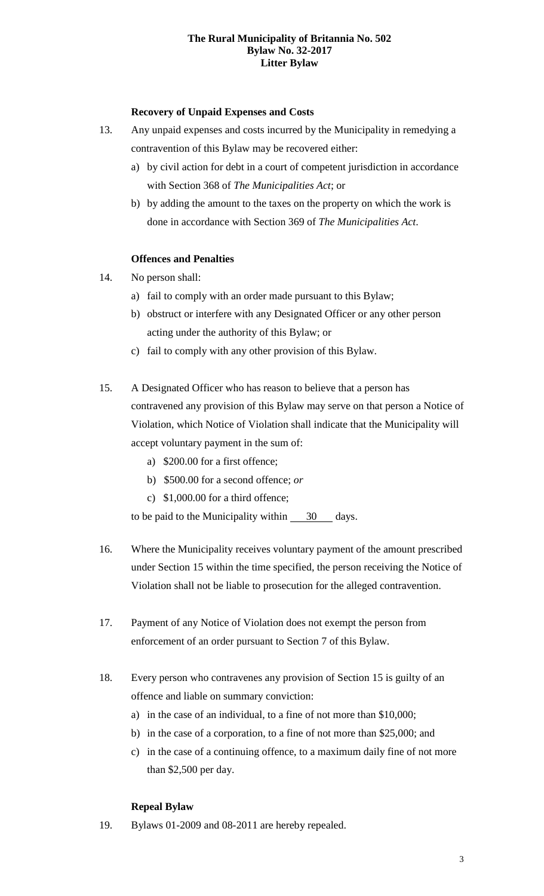**Recovery of Unpaid Expenses and Costs**

13. Any unpaid expenses and costs incurred by the Municipality in remedying a contravention of this Bylaw may be recovered either:
    a) by civil action for debt in a court of competent jurisdiction in accordance with Section 368 of *The Municipalities Act*; or
    b) by adding the amount to the taxes on the property on which the work is done in accordance with Section 369 of *The Municipalities Act*.

**Offences and Penalties**

14. No person shall:
    a) fail to comply with an order made pursuant to this Bylaw;
    b) obstruct or interfere with any Designated Officer or any other person acting under the authority of this Bylaw; or
    c) fail to comply with any other provision of this Bylaw.

15. A Designated Officer who has reason to believe that a person has contravened any provision of this Bylaw may serve on that person a Notice of Violation, which Notice of Violation shall indicate that the Municipality will accept voluntary payment in the sum of:
    a) $200.00 for a first offence;
    b) $500.00 for a second offence; *or*
    c) $1,000.00 for a third offence;

    to be paid to the Municipality within 30 days.

16. Where the Municipality receives voluntary payment of the amount prescribed under Section 15 within the time specified, the person receiving the Notice of Violation shall not be liable to prosecution for the alleged contravention.

17. Payment of any Notice of Violation does not exempt the person from enforcement of an order pursuant to Section 7 of this Bylaw.

18. Every person who contravenes any provision of Section 15 is guilty of an offence and liable on summary conviction:
    a) in the case of an individual, to a fine of not more than $10,000;
    b) in the case of a corporation, to a fine of not more than $25,000; and
    c) in the case of a continuing offence, to a maximum daily fine of not more than $2,500 per day.

**Repeal Bylaw**

19. Bylaws 01-2009 and 08-2011 are hereby repealed.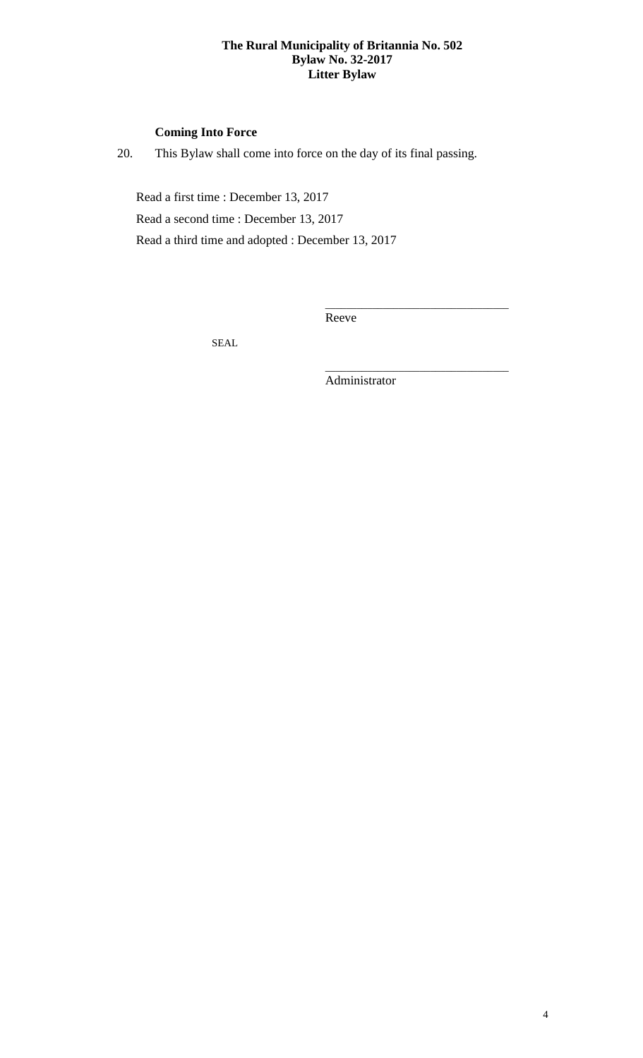**Coming Into Force**

20. This Bylaw shall come into force on the day of its final passing.

Read a first time : December 13, 2017

Read a second time : December 13, 2017

Read a third time and adopted : December 13, 2017

\_\_\_\_\_\_\_\_\_\_\_\_\_\_\_\_\_\_\_\_\_\_\_\_\_\_\_\_\_\_

Reeve

SEAL

\_\_\_\_\_\_\_\_\_\_\_\_\_\_\_\_\_\_\_\_\_\_\_\_\_\_\_\_\_\_

Administrator